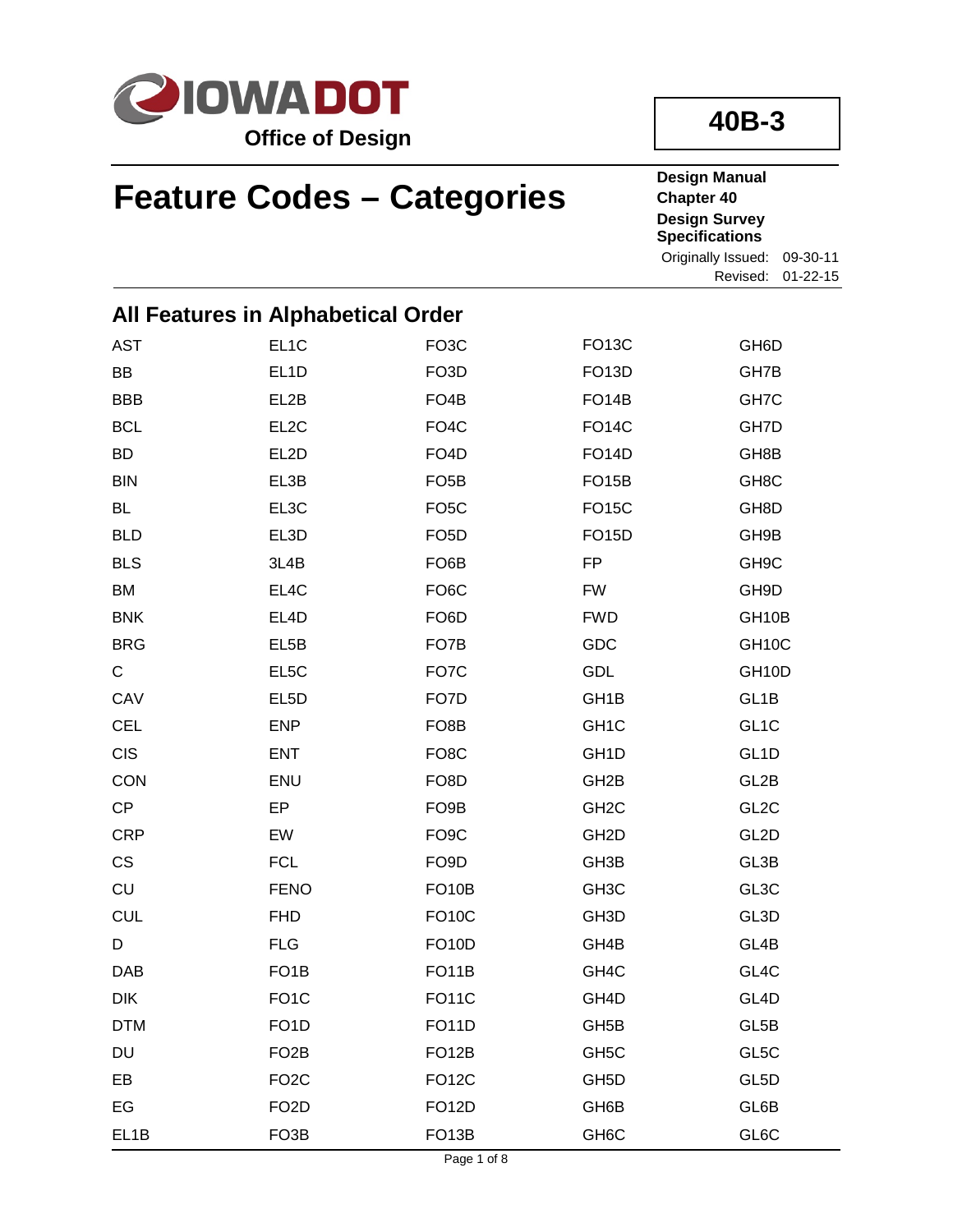Office of Design

40B-3

# Feature Codes – Categories

**Design Manual**
**Chapter 40**
**Design Survey Specifications**

Originally Issued: 09-30-11
Revised: 01-22-15

## All Features in Alphabetical Order

| | | | | |
|---|---|---|---|---|
| AST | EL1C | FO3C | FO13C | GH6D |
| BB | EL1D | FO3D | FO13D | GH7B |
| BBB | EL2B | FO4B | FO14B | GH7C |
| BCL | EL2C | FO4C | FO14C | GH7D |
| BD | EL2D | FO4D | FO14D | GH8B |
| BIN | EL3B | FO5B | FO15B | GH8C |
| BL | EL3C | FO5C | FO15C | GH8D |
| BLD | EL3D | FO5D | FO15D | GH9B |
| BLS | 3L4B | FO6B | FP | GH9C |
| BM | EL4C | FO6C | FW | GH9D |
| BNK | EL4D | FO6D | FWD | GH10B |
| BRG | EL5B | FO7B | GDC | GH10C |
| C | EL5C | FO7C | GDL | GH10D |
| CAV | EL5D | FO7D | GH1B | GL1B |
| CEL | ENP | FO8B | GH1C | GL1C |
| CIS | ENT | FO8C | GH1D | GL1D |
| CON | ENU | FO8D | GH2B | GL2B |
| CP | EP | FO9B | GH2C | GL2C |
| CRP | EW | FO9C | GH2D | GL2D |
| CS | FCL | FO9D | GH3B | GL3B |
| CU | FENO | FO10B | GH3C | GL3C |
| CUL | FHD | FO10C | GH3D | GL3D |
| D | FLG | FO10D | GH4B | GL4B |
| DAB | FO1B | FO11B | GH4C | GL4C |
| DIK | FO1C | FO11C | GH4D | GL4D |
| DTM | FO1D | FO11D | GH5B | GL5B |
| DU | FO2B | FO12B | GH5C | GL5C |
| EB | FO2C | FO12C | GH5D | GL5D |
| EG | FO2D | FO12D | GH6B | GL6B |
| EL1B | FO3B | FO13B | GH6C | GL6C |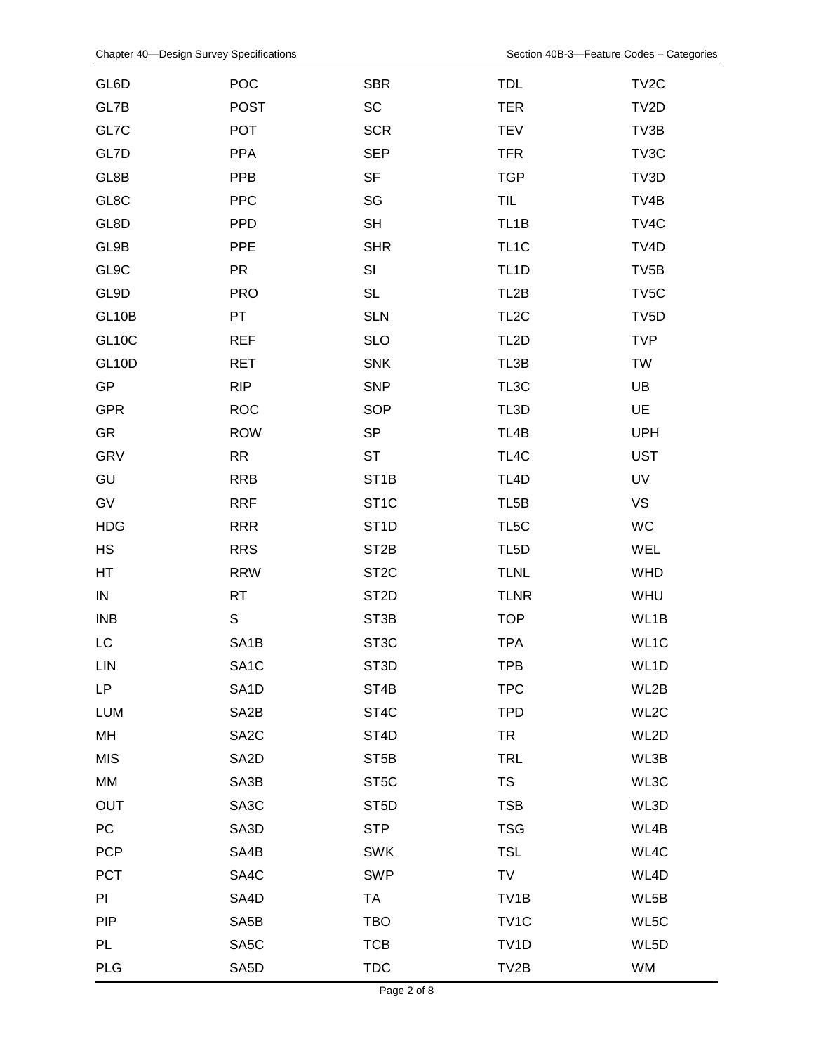| | | | | |
|---|---|---|---|---|
| GL6D | POC | SBR | TDL | TV2C |
| GL7B | POST | SC | TER | TV2D |
| GL7C | POT | SCR | TEV | TV3B |
| GL7D | PPA | SEP | TFR | TV3C |
| GL8B | PPB | SF | TGP | TV3D |
| GL8C | PPC | SG | TIL | TV4B |
| GL8D | PPD | SH | TL1B | TV4C |
| GL9B | PPE | SHR | TL1C | TV4D |
| GL9C | PR | SI | TL1D | TV5B |
| GL9D | PRO | SL | TL2B | TV5C |
| GL10B | PT | SLN | TL2C | TV5D |
| GL10C | REF | SLO | TL2D | TVP |
| GL10D | RET | SNK | TL3B | TW |
| GP | RIP | SNP | TL3C | UB |
| GPR | ROC | SOP | TL3D | UE |
| GR | ROW | SP | TL4B | UPH |
| GRV | RR | ST | TL4C | UST |
| GU | RRB | ST1B | TL4D | UV |
| GV | RRF | ST1C | TL5B | VS |
| HDG | RRR | ST1D | TL5C | WC |
| HS | RRS | ST2B | TL5D | WEL |
| HT | RRW | ST2C | TLNL | WHD |
| IN | RT | ST2D | TLNR | WHU |
| INB | S | ST3B | TOP | WL1B |
| LC | SA1B | ST3C | TPA | WL1C |
| LIN | SA1C | ST3D | TPB | WL1D |
| LP | SA1D | ST4B | TPC | WL2B |
| LUM | SA2B | ST4C | TPD | WL2C |
| MH | SA2C | ST4D | TR | WL2D |
| MIS | SA2D | ST5B | TRL | WL3B |
| MM | SA3B | ST5C | TS | WL3C |
| OUT | SA3C | ST5D | TSB | WL3D |
| PC | SA3D | STP | TSG | WL4B |
| PCP | SA4B | SWK | TSL | WL4C |
| PCT | SA4C | SWP | TV | WL4D |
| PI | SA4D | TA | TV1B | WL5B |
| PIP | SA5B | TBO | TV1C | WL5C |
| PL | SA5C | TCB | TV1D | WL5D |
| PLG | SA5D | TDC | TV2B | WM |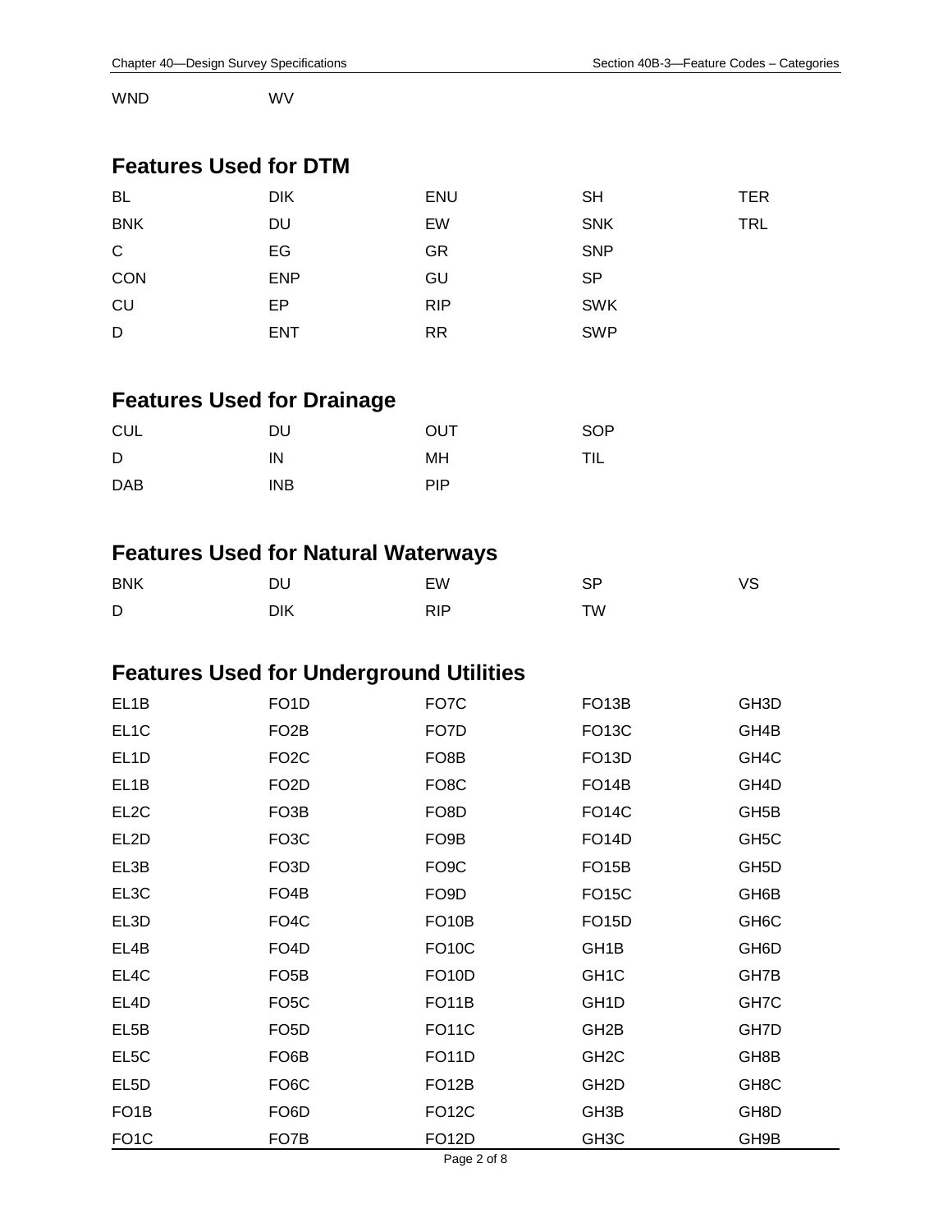| WND | WV |
|---|---|

## Features Used for DTM

| BL | DIK | ENU | SH | TER |
|---|---|---|---|---|
| BNK | DU | EW | SNK | TRL |
| C | EG | GR | SNP | |
| CON | ENP | GU | SP | |
| CU | EP | RIP | SWK | |
| D | ENT | RR | SWP | |

## Features Used for Drainage

| CUL | DU | OUT | SOP |
|---|---|---|---|
| D | IN | MH | TIL |
| DAB | INB | PIP | |

## Features Used for Natural Waterways

| BNK | DU | EW | SP | VS |
|---|---|---|---|---|
| D | DIK | RIP | TW | |

## Features Used for Underground Utilities

| EL1B | FO1D | FO7C | FO13B | GH3D |
|---|---|---|---|---|
| EL1C | FO2B | FO7D | FO13C | GH4B |
| EL1D | FO2C | FO8B | FO13D | GH4C |
| EL1B | FO2D | FO8C | FO14B | GH4D |
| EL2C | FO3B | FO8D | FO14C | GH5B |
| EL2D | FO3C | FO9B | FO14D | GH5C |
| EL3B | FO3D | FO9C | FO15B | GH5D |
| EL3C | FO4B | FO9D | FO15C | GH6B |
| EL3D | FO4C | FO10B | FO15D | GH6C |
| EL4B | FO4D | FO10C | GH1B | GH6D |
| EL4C | FO5B | FO10D | GH1C | GH7B |
| EL4D | FO5C | FO11B | GH1D | GH7C |
| EL5B | FO5D | FO11C | GH2B | GH7D |
| EL5C | FO6B | FO11D | GH2C | GH8B |
| EL5D | FO6C | FO12B | GH2D | GH8C |
| FO1B | FO6D | FO12C | GH3B | GH8D |
| FO1C | FO7B | FO12D | GH3C | GH9B |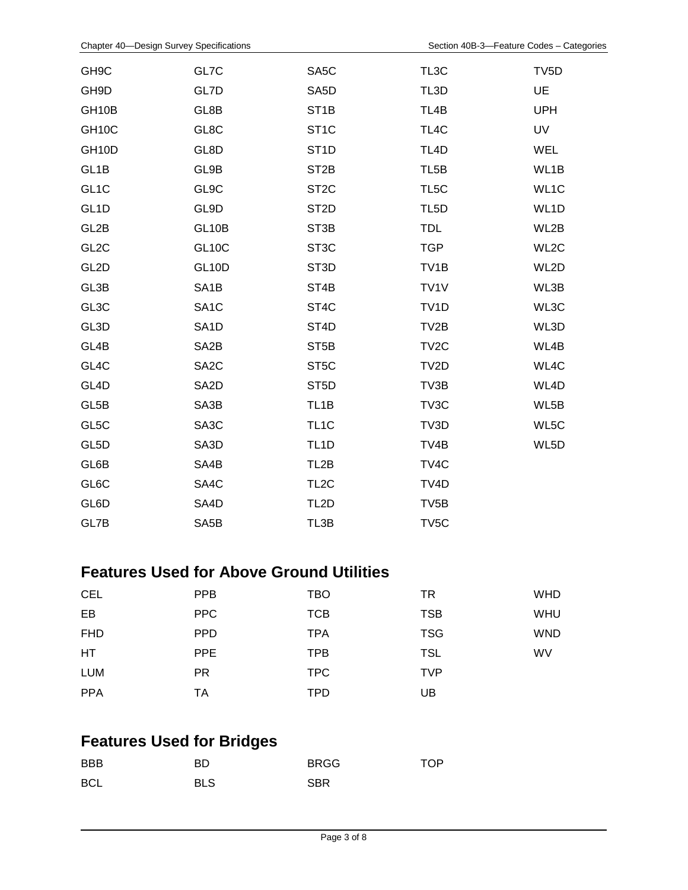| | | | | |
|---|---|---|---|---|
| GH9C | GL7C | SA5C | TL3C | TV5D |
| GH9D | GL7D | SA5D | TL3D | UE |
| GH10B | GL8B | ST1B | TL4B | UPH |
| GH10C | GL8C | ST1C | TL4C | UV |
| GH10D | GL8D | ST1D | TL4D | WEL |
| GL1B | GL9B | ST2B | TL5B | WL1B |
| GL1C | GL9C | ST2C | TL5C | WL1C |
| GL1D | GL9D | ST2D | TL5D | WL1D |
| GL2B | GL10B | ST3B | TDL | WL2B |
| GL2C | GL10C | ST3C | TGP | WL2C |
| GL2D | GL10D | ST3D | TV1B | WL2D |
| GL3B | SA1B | ST4B | TV1V | WL3B |
| GL3C | SA1C | ST4C | TV1D | WL3C |
| GL3D | SA1D | ST4D | TV2B | WL3D |
| GL4B | SA2B | ST5B | TV2C | WL4B |
| GL4C | SA2C | ST5C | TV2D | WL4C |
| GL4D | SA2D | ST5D | TV3B | WL4D |
| GL5B | SA3B | TL1B | TV3C | WL5B |
| GL5C | SA3C | TL1C | TV3D | WL5C |
| GL5D | SA3D | TL1D | TV4B | WL5D |
| GL6B | SA4B | TL2B | TV4C | |
| GL6C | SA4C | TL2C | TV4D | |
| GL6D | SA4D | TL2D | TV5B | |
| GL7B | SA5B | TL3B | TV5C | |

## Features Used for Above Ground Utilities

| | | | | |
|---|---|---|---|---|
| CEL | PPB | TBO | TR | WHD |
| EB | PPC | TCB | TSB | WHU |
| FHD | PPD | TPA | TSG | WND |
| HT | PPE | TPB | TSL | WV |
| LUM | PR | TPC | TVP | |
| PPA | TA | TPD | UB | |

## Features Used for Bridges

| | | | |
|---|---|---|---|
| BBB | BD | BRGG | TOP |
| BCL | BLS | SBR | |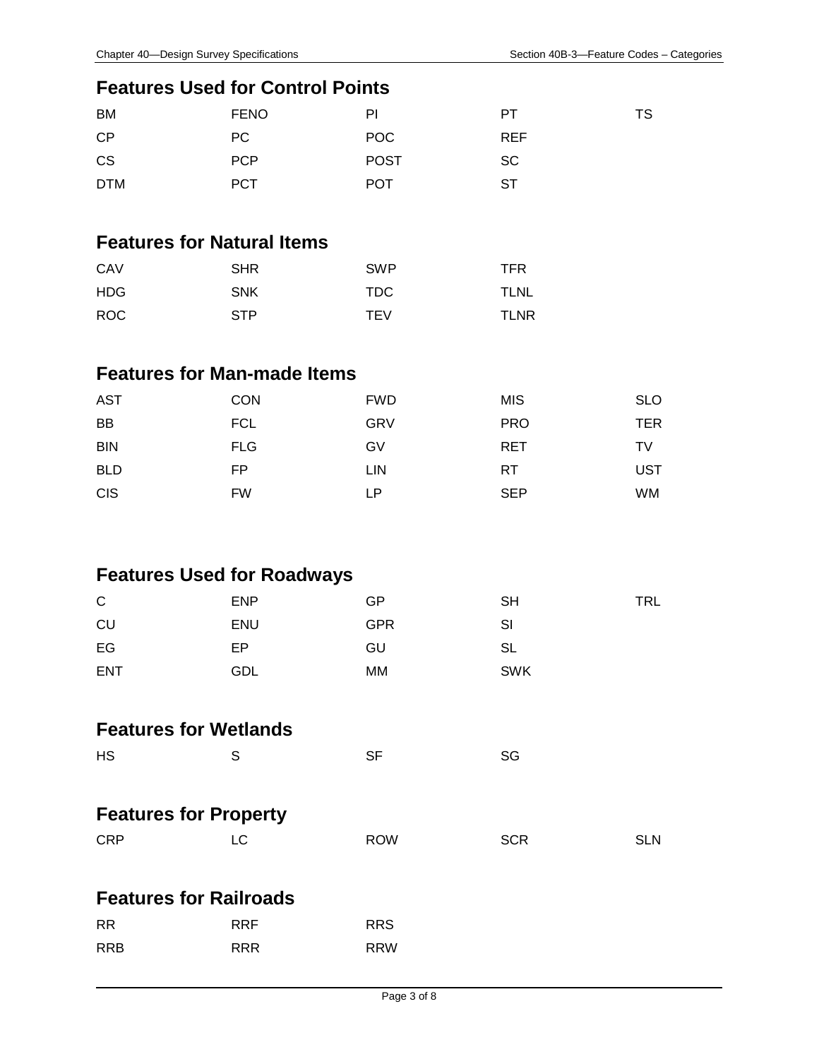## Features Used for Control Points

| | | | | |
|---|---|---|---|---|
| BM | FENO | PI | PT | TS |
| CP | PC | POC | REF | |
| CS | PCP | POST | SC | |
| DTM | PCT | POT | ST | |

## Features for Natural Items

| | | | |
|---|---|---|---|
| CAV | SHR | SWP | TFR |
| HDG | SNK | TDC | TLNL |
| ROC | STP | TEV | TLNR |

## Features for Man-made Items

| | | | | |
|---|---|---|---|---|
| AST | CON | FWD | MIS | SLO |
| BB | FCL | GRV | PRO | TER |
| BIN | FLG | GV | RET | TV |
| BLD | FP | LIN | RT | UST |
| CIS | FW | LP | SEP | WM |

## Features Used for Roadways

| | | | | |
|---|---|---|---|---|
| C | ENP | GP | SH | TRL |
| CU | ENU | GPR | SI | |
| EG | EP | GU | SL | |
| ENT | GDL | MM | SWK | |

## Features for Wetlands

| | | | |
|---|---|---|---|
| HS | S | SF | SG |

## Features for Property

| | | | | |
|---|---|---|---|---|
| CRP | LC | ROW | SCR | SLN |

## Features for Railroads

| | | |
|---|---|---|
| RR | RRF | RRS |
| RRB | RRR | RRW |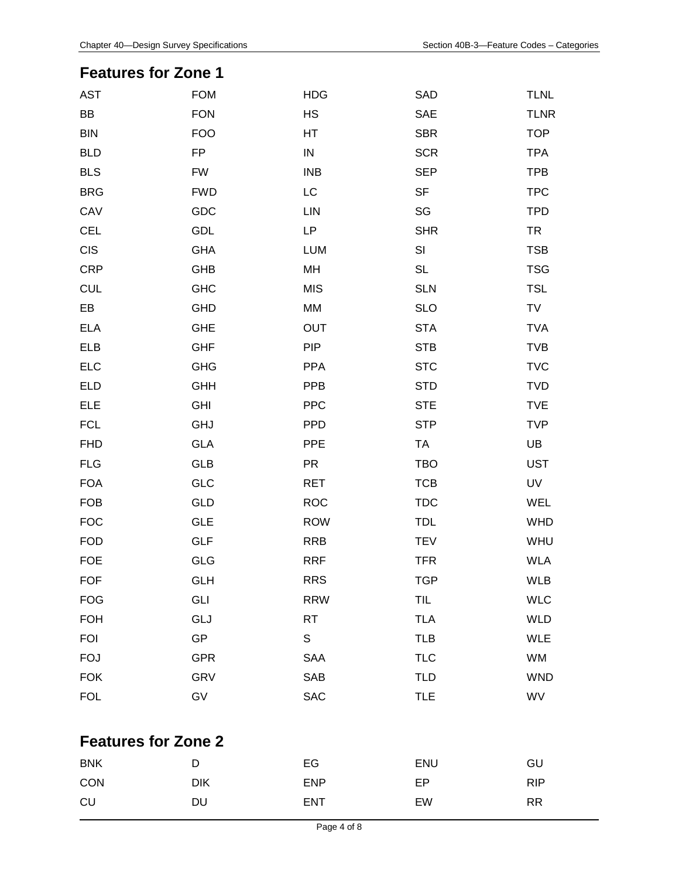## Features for Zone 1

| | | | | |
|---|---|---|---|---|
| AST | FOM | HDG | SAD | TLNL |
| BB | FON | HS | SAE | TLNR |
| BIN | FOO | HT | SBR | TOP |
| BLD | FP | IN | SCR | TPA |
| BLS | FW | INB | SEP | TPB |
| BRG | FWD | LC | SF | TPC |
| CAV | GDC | LIN | SG | TPD |
| CEL | GDL | LP | SHR | TR |
| CIS | GHA | LUM | SI | TSB |
| CRP | GHB | MH | SL | TSG |
| CUL | GHC | MIS | SLN | TSL |
| EB | GHD | MM | SLO | TV |
| ELA | GHE | OUT | STA | TVA |
| ELB | GHF | PIP | STB | TVB |
| ELC | GHG | PPA | STC | TVC |
| ELD | GHH | PPB | STD | TVD |
| ELE | GHI | PPC | STE | TVE |
| FCL | GHJ | PPD | STP | TVP |
| FHD | GLA | PPE | TA | UB |
| FLG | GLB | PR | TBO | UST |
| FOA | GLC | RET | TCB | UV |
| FOB | GLD | ROC | TDC | WEL |
| FOC | GLE | ROW | TDL | WHD |
| FOD | GLF | RRB | TEV | WHU |
| FOE | GLG | RRF | TFR | WLA |
| FOF | GLH | RRS | TGP | WLB |
| FOG | GLI | RRW | TIL | WLC |
| FOH | GLJ | RT | TLA | WLD |
| FOI | GP | S | TLB | WLE |
| FOJ | GPR | SAA | TLC | WM |
| FOK | GRV | SAB | TLD | WND |
| FOL | GV | SAC | TLE | WV |

## Features for Zone 2

| | | | | |
|---|---|---|---|---|
| BNK | D | EG | ENU | GU |
| CON | DIK | ENP | EP | RIP |
| CU | DU | ENT | EW | RR |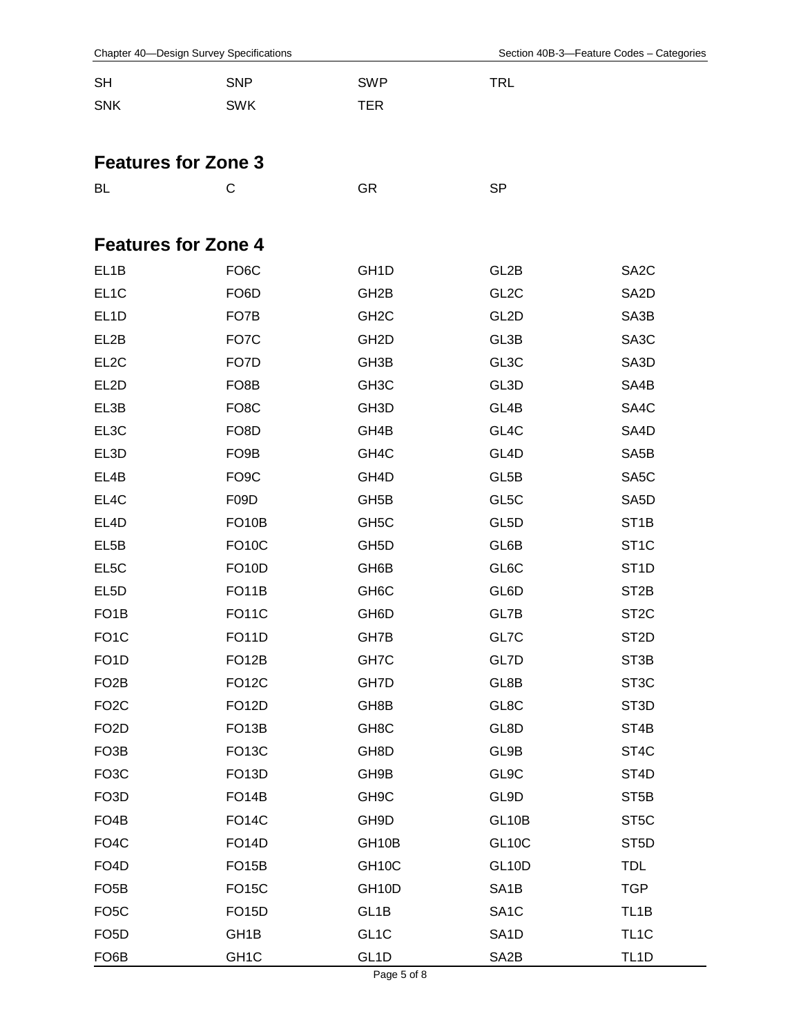| | | | |
|---|---|---|---|
| SH | SNP | SWP | TRL |
| SNK | SWK | TER | |

## Features for Zone 3

| | | | |
|---|---|---|---|
| BL | C | GR | SP |

## Features for Zone 4

| | | | | |
|---|---|---|---|---|
| EL1B | FO6C | GH1D | GL2B | SA2C |
| EL1C | FO6D | GH2B | GL2C | SA2D |
| EL1D | FO7B | GH2C | GL2D | SA3B |
| EL2B | FO7C | GH2D | GL3B | SA3C |
| EL2C | FO7D | GH3B | GL3C | SA3D |
| EL2D | FO8B | GH3C | GL3D | SA4B |
| EL3B | FO8C | GH3D | GL4B | SA4C |
| EL3C | FO8D | GH4B | GL4C | SA4D |
| EL3D | FO9B | GH4C | GL4D | SA5B |
| EL4B | FO9C | GH4D | GL5B | SA5C |
| EL4C | F09D | GH5B | GL5C | SA5D |
| EL4D | FO10B | GH5C | GL5D | ST1B |
| EL5B | FO10C | GH5D | GL6B | ST1C |
| EL5C | FO10D | GH6B | GL6C | ST1D |
| EL5D | FO11B | GH6C | GL6D | ST2B |
| FO1B | FO11C | GH6D | GL7B | ST2C |
| FO1C | FO11D | GH7B | GL7C | ST2D |
| FO1D | FO12B | GH7C | GL7D | ST3B |
| FO2B | FO12C | GH7D | GL8B | ST3C |
| FO2C | FO12D | GH8B | GL8C | ST3D |
| FO2D | FO13B | GH8C | GL8D | ST4B |
| FO3B | FO13C | GH8D | GL9B | ST4C |
| FO3C | FO13D | GH9B | GL9C | ST4D |
| FO3D | FO14B | GH9C | GL9D | ST5B |
| FO4B | FO14C | GH9D | GL10B | ST5C |
| FO4C | FO14D | GH10B | GL10C | ST5D |
| FO4D | FO15B | GH10C | GL10D | TDL |
| FO5B | FO15C | GH10D | SA1B | TGP |
| FO5C | FO15D | GL1B | SA1C | TL1B |
| FO5D | GH1B | GL1C | SA1D | TL1C |
| FO6B | GH1C | GL1D | SA2B | TL1D |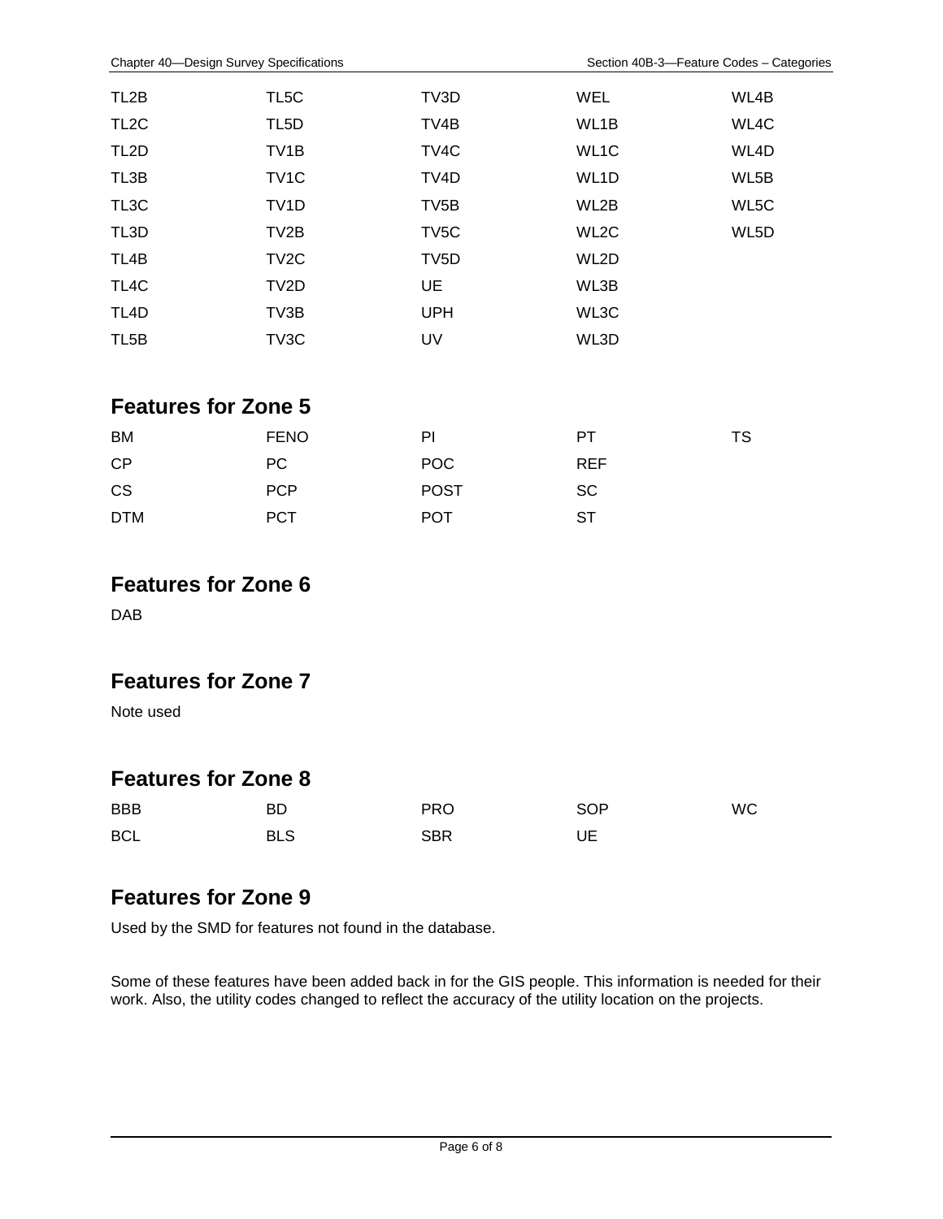| | | | | |
|---|---|---|---|---|
| TL2B | TL5C | TV3D | WEL | WL4B |
| TL2C | TL5D | TV4B | WL1B | WL4C |
| TL2D | TV1B | TV4C | WL1C | WL4D |
| TL3B | TV1C | TV4D | WL1D | WL5B |
| TL3C | TV1D | TV5B | WL2B | WL5C |
| TL3D | TV2B | TV5C | WL2C | WL5D |
| TL4B | TV2C | TV5D | WL2D | |
| TL4C | TV2D | UE | WL3B | |
| TL4D | TV3B | UPH | WL3C | |
| TL5B | TV3C | UV | WL3D | |

## Features for Zone 5

| | | | | |
|---|---|---|---|---|
| BM | FENO | PI | PT | TS |
| CP | PC | POC | REF | |
| CS | PCP | POST | SC | |
| DTM | PCT | POT | ST | |

## Features for Zone 6

DAB

## Features for Zone 7

Note used

## Features for Zone 8

| | | | | |
|---|---|---|---|---|
| BBB | BD | PRO | SOP | WC |
| BCL | BLS | SBR | UE | |

## Features for Zone 9

Used by the SMD for features not found in the database.

Some of these features have been added back in for the GIS people. This information is needed for their work. Also, the utility codes changed to reflect the accuracy of the utility location on the projects.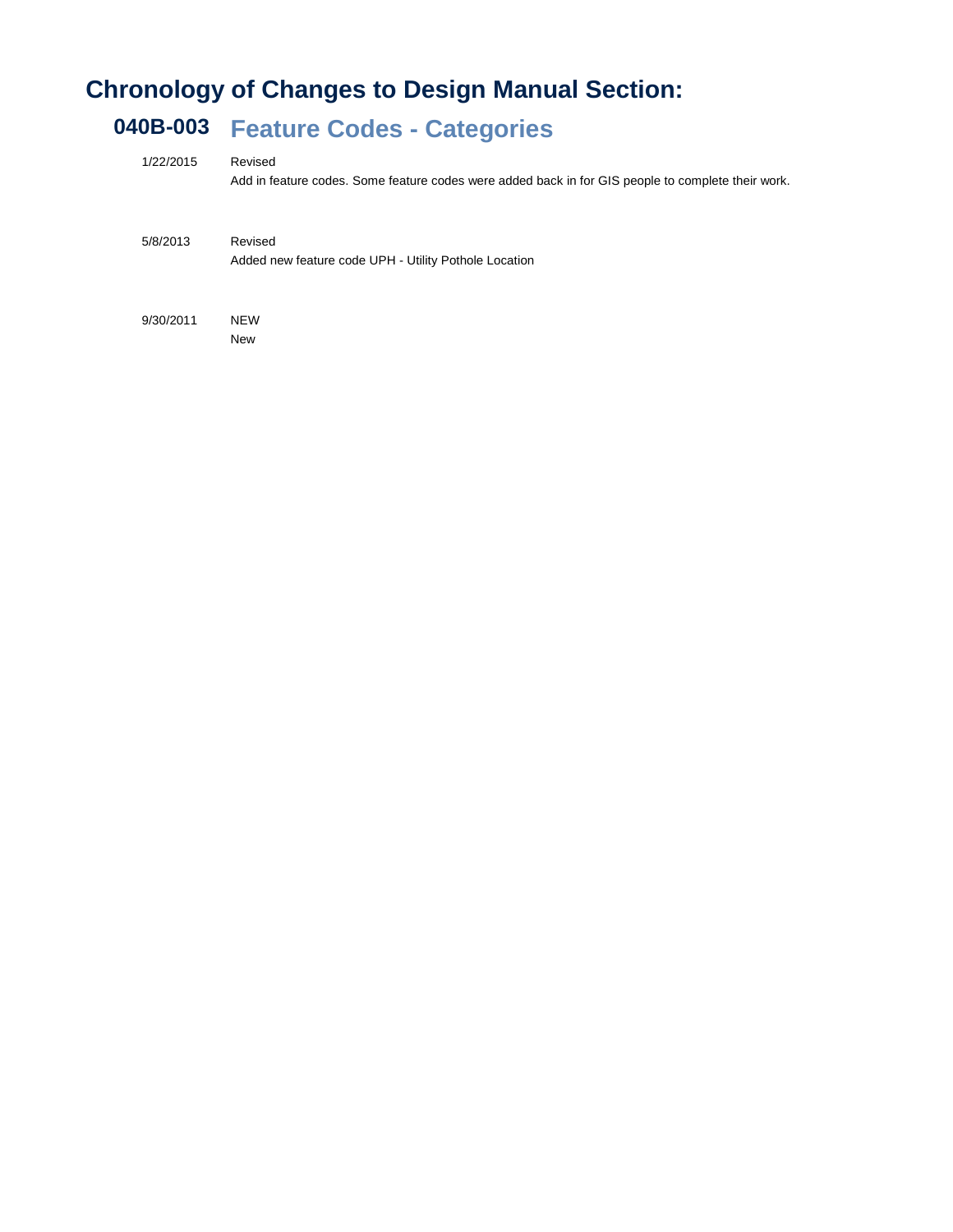# Chronology of Changes to Design Manual Section:

## 040B-003 Feature Codes - Categories

| | | |
|---|---|---|
| 1/22/2015 | Revised<br>Add in feature codes. Some feature codes were added back in for GIS people to complete their work. | |
| 5/8/2013 | Revised<br>Added new feature code UPH - Utility Pothole Location | |
| 9/30/2011 | NEW<br>New | |